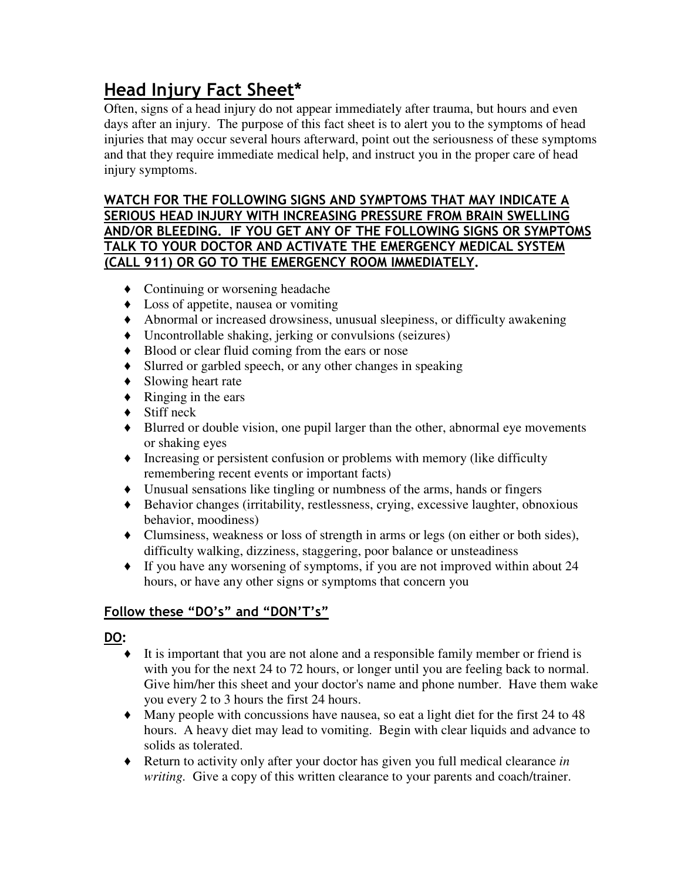# Head Injury Fact Sheet*

Often, signs of a head injury do not appear immediately after trauma, but hours and even days after an injury. The purpose of this fact sheet is to alert you to the symptoms of head injuries that may occur several hours afterward, point out the seriousness of these symptoms and that they require immediate medical help, and instruct you in the proper care of head injury symptoms.

**WATCH FOR THE FOLLOWING SIGNS AND SYMPTOMS THAT MAY INDICATE A SERIOUS HEAD INJURY WITH INCREASING PRESSURE FROM BRAIN SWELLING AND/OR BLEEDING. IF YOU GET ANY OF THE FOLLOWING SIGNS OR SYMPTOMS TALK TO YOUR DOCTOR AND ACTIVATE THE EMERGENCY MEDICAL SYSTEM (CALL 911) OR GO TO THE EMERGENCY ROOM IMMEDIATELY.**

- Continuing or worsening headache
- Loss of appetite, nausea or vomiting
- Abnormal or increased drowsiness, unusual sleepiness, or difficulty awakening
- Uncontrollable shaking, jerking or convulsions (seizures)
- Blood or clear fluid coming from the ears or nose
- Slurred or garbled speech, or any other changes in speaking
- Slowing heart rate
- Ringing in the ears
- Stiff neck
- Blurred or double vision, one pupil larger than the other, abnormal eye movements or shaking eyes
- Increasing or persistent confusion or problems with memory (like difficulty remembering recent events or important facts)
- Unusual sensations like tingling or numbness of the arms, hands or fingers
- Behavior changes (irritability, restlessness, crying, excessive laughter, obnoxious behavior, moodiness)
- Clumsiness, weakness or loss of strength in arms or legs (on either or both sides), difficulty walking, dizziness, staggering, poor balance or unsteadiness
- If you have any worsening of symptoms, if you are not improved within about 24 hours, or have any other signs or symptoms that concern you

## Follow these "DO's" and "DON'T's"

**DO:**

- It is important that you are not alone and a responsible family member or friend is with you for the next 24 to 72 hours, or longer until you are feeling back to normal. Give him/her this sheet and your doctor's name and phone number. Have them wake you every 2 to 3 hours the first 24 hours.
- Many people with concussions have nausea, so eat a light diet for the first 24 to 48 hours. A heavy diet may lead to vomiting. Begin with clear liquids and advance to solids as tolerated.
- Return to activity only after your doctor has given you full medical clearance *in writing*. Give a copy of this written clearance to your parents and coach/trainer.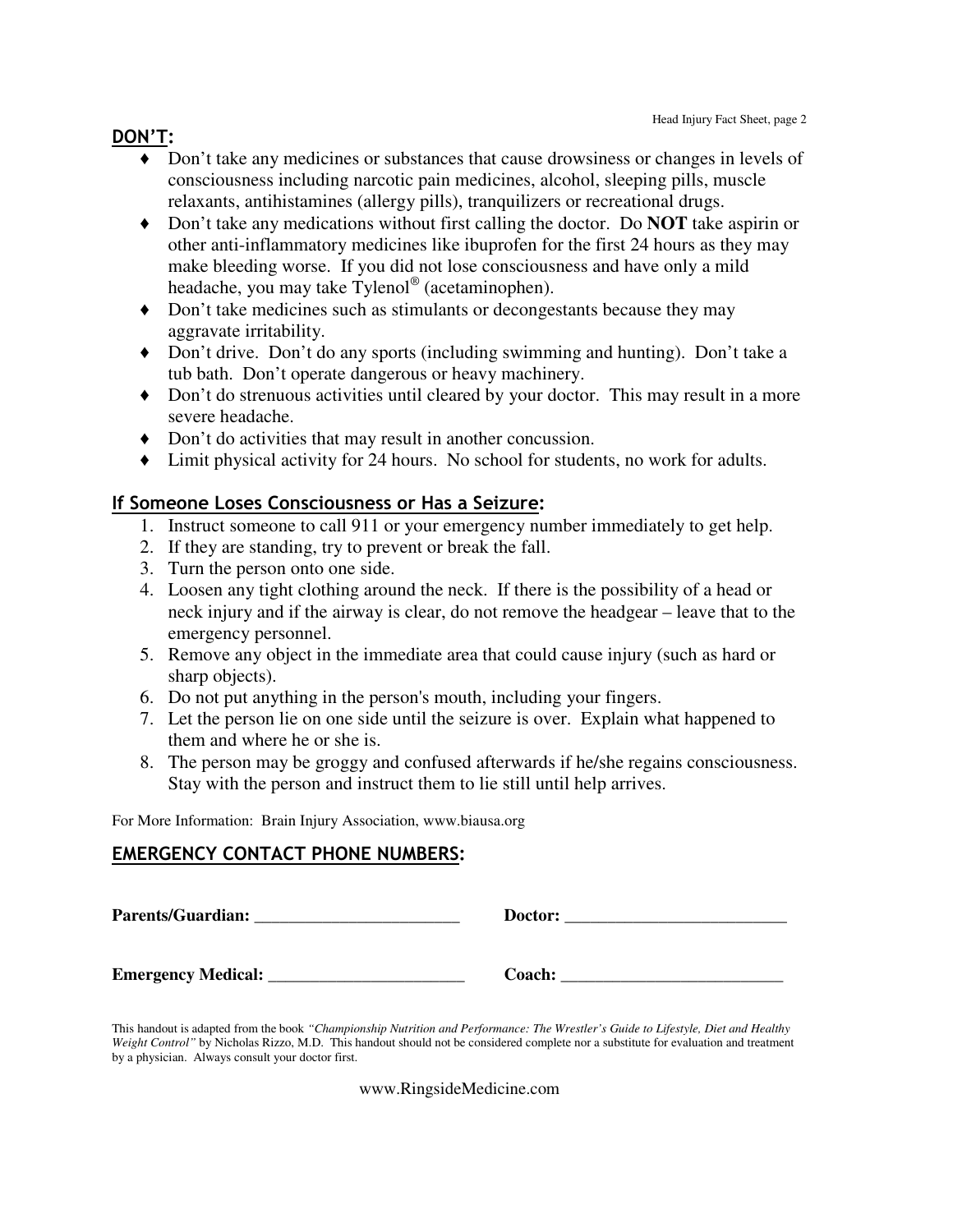## DON'T:

- Don't take any medicines or substances that cause drowsiness or changes in levels of consciousness including narcotic pain medicines, alcohol, sleeping pills, muscle relaxants, antihistamines (allergy pills), tranquilizers or recreational drugs.
- Don't take any medications without first calling the doctor. Do **NOT** take aspirin or other anti-inflammatory medicines like ibuprofen for the first 24 hours as they may make bleeding worse. If you did not lose consciousness and have only a mild headache, you may take Tylenol® (acetaminophen).
- Don't take medicines such as stimulants or decongestants because they may aggravate irritability.
- Don't drive. Don't do any sports (including swimming and hunting). Don't take a tub bath. Don't operate dangerous or heavy machinery.
- Don't do strenuous activities until cleared by your doctor. This may result in a more severe headache.
- Don't do activities that may result in another concussion.
- Limit physical activity for 24 hours. No school for students, no work for adults.

## If Someone Loses Consciousness or Has a Seizure:

1. Instruct someone to call 911 or your emergency number immediately to get help.
2. If they are standing, try to prevent or break the fall.
3. Turn the person onto one side.
4. Loosen any tight clothing around the neck. If there is the possibility of a head or neck injury and if the airway is clear, do not remove the headgear – leave that to the emergency personnel.
5. Remove any object in the immediate area that could cause injury (such as hard or sharp objects).
6. Do not put anything in the person's mouth, including your fingers.
7. Let the person lie on one side until the seizure is over. Explain what happened to them and where he or she is.
8. The person may be groggy and confused afterwards if he/she regains consciousness. Stay with the person and instruct them to lie still until help arrives.

For More Information: Brain Injury Association, www.biausa.org

## EMERGENCY CONTACT PHONE NUMBERS:

**Parents/Guardian:** ________________________ **Doctor:** __________________________

**Emergency Medical:** _______________________ **Coach:** __________________________

This handout is adapted from the book *"Championship Nutrition and Performance: The Wrestler's Guide to Lifestyle, Diet and Healthy Weight Control"* by Nicholas Rizzo, M.D. This handout should not be considered complete nor a substitute for evaluation and treatment by a physician. Always consult your doctor first.

www.RingsideMedicine.com